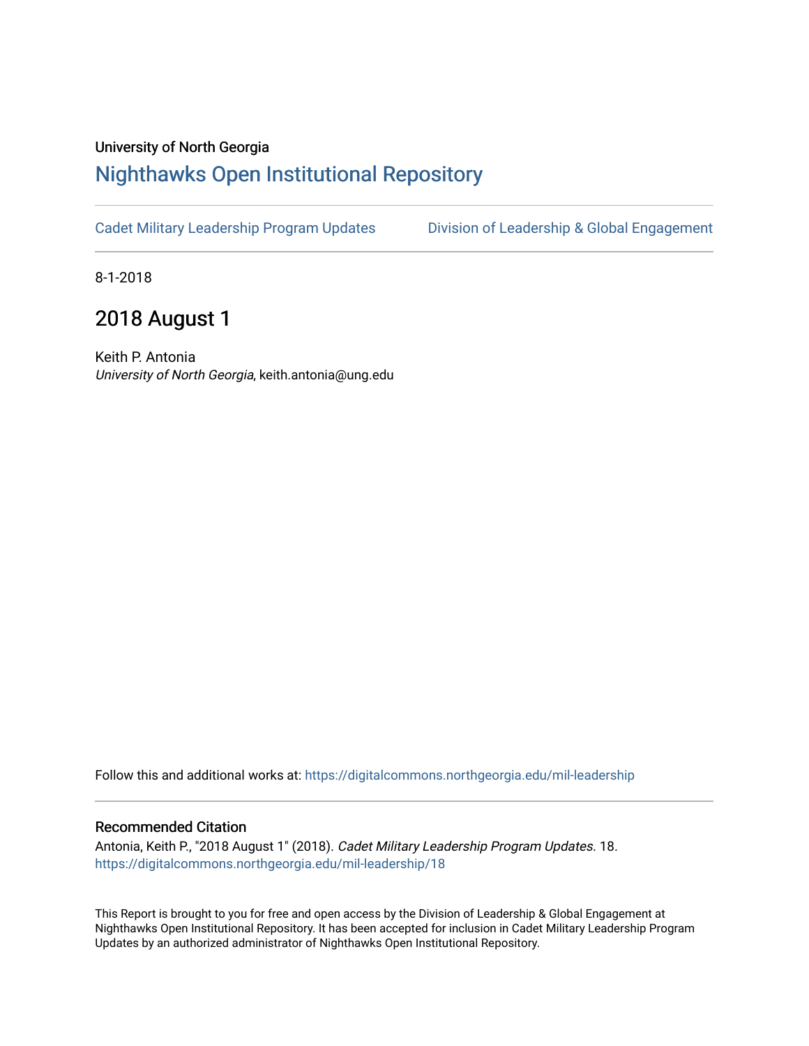University of North Georgia

# Nighthawks Open Institutional Repository

Cadet Military Leadership Program Updates | Division of Leadership & Global Engagement

8-1-2018

## 2018 August 1

Keith P. Antonia
*University of North Georgia*, keith.antonia@ung.edu

Follow this and additional works at: https://digitalcommons.northgeorgia.edu/mil-leadership

### Recommended Citation

Antonia, Keith P., "2018 August 1" (2018). *Cadet Military Leadership Program Updates*. 18.
https://digitalcommons.northgeorgia.edu/mil-leadership/18

This Report is brought to you for free and open access by the Division of Leadership & Global Engagement at Nighthawks Open Institutional Repository. It has been accepted for inclusion in Cadet Military Leadership Program Updates by an authorized administrator of Nighthawks Open Institutional Repository.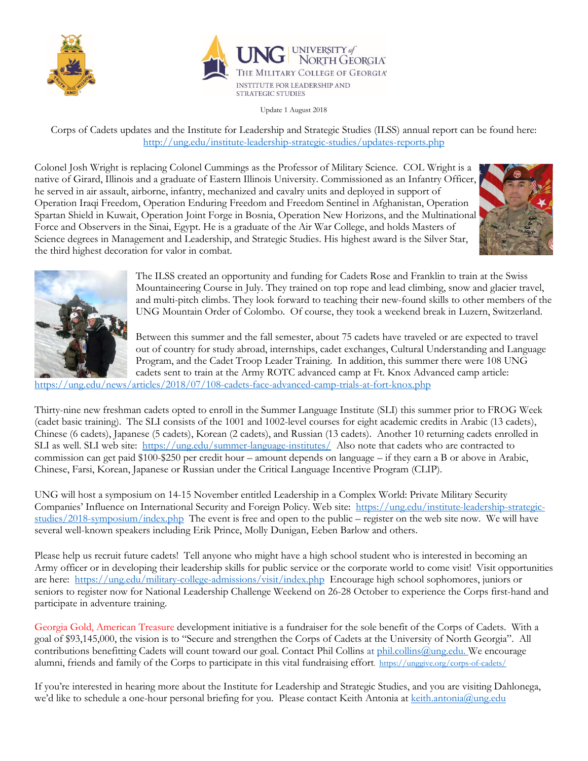Update 1 August 2018

Corps of Cadets updates and the Institute for Leadership and Strategic Studies (ILSS) annual report can be found here: http://ung.edu/institute-leadership-strategic-studies/updates-reports.php

Colonel Josh Wright is replacing Colonel Cummings as the Professor of Military Science. COL Wright is a native of Girard, Illinois and a graduate of Eastern Illinois University. Commissioned as an Infantry Officer, he served in air assault, airborne, infantry, mechanized and cavalry units and deployed in support of Operation Iraqi Freedom, Operation Enduring Freedom and Freedom Sentinel in Afghanistan, Operation Spartan Shield in Kuwait, Operation Joint Forge in Bosnia, Operation New Horizons, and the Multinational Force and Observers in the Sinai, Egypt. He is a graduate of the Air War College, and holds Masters of Science degrees in Management and Leadership, and Strategic Studies. His highest award is the Silver Star, the third highest decoration for valor in combat.

The ILSS created an opportunity and funding for Cadets Rose and Franklin to train at the Swiss Mountaineering Course in July. They trained on top rope and lead climbing, snow and glacier travel, and multi-pitch climbs. They look forward to teaching their new-found skills to other members of the UNG Mountain Order of Colombo. Of course, they took a weekend break in Luzern, Switzerland.

Between this summer and the fall semester, about 75 cadets have traveled or are expected to travel out of country for study abroad, internships, cadet exchanges, Cultural Understanding and Language Program, and the Cadet Troop Leader Training. In addition, this summer there were 108 UNG cadets sent to train at the Army ROTC advanced camp at Ft. Knox Advanced camp article: https://ung.edu/news/articles/2018/07/108-cadets-face-advanced-camp-trials-at-fort-knox.php

Thirty-nine new freshman cadets opted to enroll in the Summer Language Institute (SLI) this summer prior to FROG Week (cadet basic training). The SLI consists of the 1001 and 1002-level courses for eight academic credits in Arabic (13 cadets), Chinese (6 cadets), Japanese (5 cadets), Korean (2 cadets), and Russian (13 cadets). Another 10 returning cadets enrolled in SLI as well. SLI web site: https://ung.edu/summer-language-institutes/ Also note that cadets who are contracted to commission can get paid $100-$250 per credit hour – amount depends on language – if they earn a B or above in Arabic, Chinese, Farsi, Korean, Japanese or Russian under the Critical Language Incentive Program (CLIP).

UNG will host a symposium on 14-15 November entitled Leadership in a Complex World: Private Military Security Companies' Influence on International Security and Foreign Policy. Web site: https://ung.edu/institute-leadership-strategic-studies/2018-symposium/index.php The event is free and open to the public – register on the web site now. We will have several well-known speakers including Erik Prince, Molly Dunigan, Eeben Barlow and others.

Please help us recruit future cadets! Tell anyone who might have a high school student who is interested in becoming an Army officer or in developing their leadership skills for public service or the corporate world to come visit! Visit opportunities are here: https://ung.edu/military-college-admissions/visit/index.php Encourage high school sophomores, juniors or seniors to register now for National Leadership Challenge Weekend on 26-28 October to experience the Corps first-hand and participate in adventure training.

Georgia Gold, American Treasure development initiative is a fundraiser for the sole benefit of the Corps of Cadets. With a goal of $93,145,000, the vision is to "Secure and strengthen the Corps of Cadets at the University of North Georgia". All contributions benefitting Cadets will count toward our goal. Contact Phil Collins at phil.collins@ung.edu. We encourage alumni, friends and family of the Corps to participate in this vital fundraising effort. https://unggive.org/corps-of-cadets/

If you're interested in hearing more about the Institute for Leadership and Strategic Studies, and you are visiting Dahlonega, we'd like to schedule a one-hour personal briefing for you. Please contact Keith Antonia at keith.antonia@ung.edu